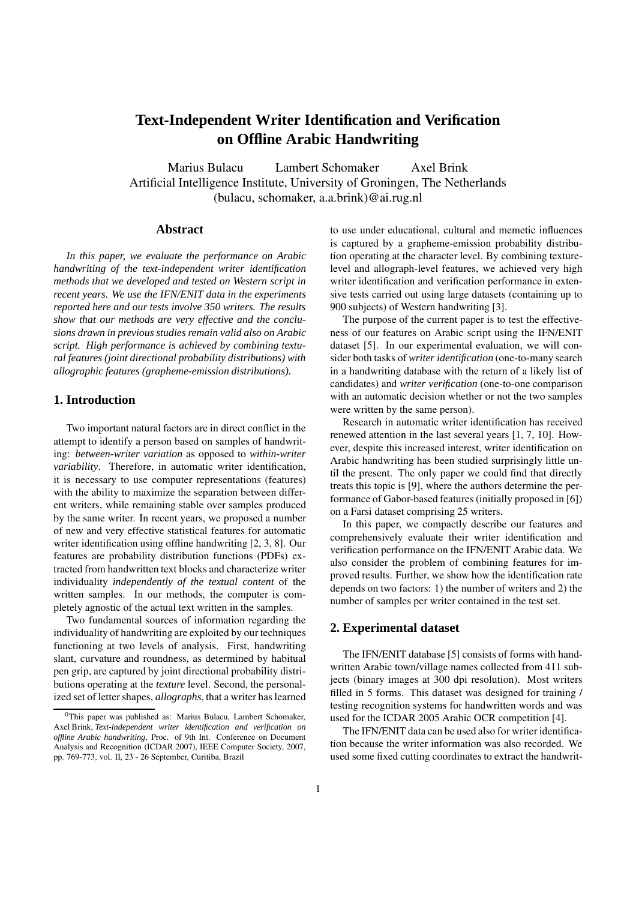# Text-Independent Writer Identification and Verification on Offline Arabic Handwriting

Marius Bulacu Lambert Schomaker Axel Brink
Artificial Intelligence Institute, University of Groningen, The Netherlands
(bulacu, schomaker, a.a.brink)@ai.rug.nl

## Abstract

*In this paper, we evaluate the performance on Arabic handwriting of the text-independent writer identification methods that we developed and tested on Western script in recent years. We use the IFN/ENIT data in the experiments reported here and our tests involve 350 writers. The results show that our methods are very effective and the conclusions drawn in previous studies remain valid also on Arabic script. High performance is achieved by combining textural features (joint directional probability distributions) with allographic features (grapheme-emission distributions).*

## 1. Introduction

Two important natural factors are in direct conflict in the attempt to identify a person based on samples of handwriting: *between-writer variation* as opposed to *within-writer variability*. Therefore, in automatic writer identification, it is necessary to use computer representations (features) with the ability to maximize the separation between different writers, while remaining stable over samples produced by the same writer. In recent years, we proposed a number of new and very effective statistical features for automatic writer identification using offline handwriting [2, 3, 8]. Our features are probability distribution functions (PDFs) extracted from handwritten text blocks and characterize writer individuality *independently of the textual content* of the written samples. In our methods, the computer is completely agnostic of the actual text written in the samples.

Two fundamental sources of information regarding the individuality of handwriting are exploited by our techniques functioning at two levels of analysis. First, handwriting slant, curvature and roundness, as determined by habitual pen grip, are captured by joint directional probability distributions operating at the *texture* level. Second, the personalized set of letter shapes, *allographs*, that a writer has learned to use under educational, cultural and memetic influences is captured by a grapheme-emission probability distribution operating at the character level. By combining texture-level and allograph-level features, we achieved very high writer identification and verification performance in extensive tests carried out using large datasets (containing up to 900 subjects) of Western handwriting [3].

The purpose of the current paper is to test the effectiveness of our features on Arabic script using the IFN/ENIT dataset [5]. In our experimental evaluation, we will consider both tasks of *writer identification* (one-to-many search in a handwriting database with the return of a likely list of candidates) and *writer verification* (one-to-one comparison with an automatic decision whether or not the two samples were written by the same person).

Research in automatic writer identification has received renewed attention in the last several years [1, 7, 10]. However, despite this increased interest, writer identification on Arabic handwriting has been studied surprisingly little until the present. The only paper we could find that directly treats this topic is [9], where the authors determine the performance of Gabor-based features (initially proposed in [6]) on a Farsi dataset comprising 25 writers.

In this paper, we compactly describe our features and comprehensively evaluate their writer identification and verification performance on the IFN/ENIT Arabic data. We also consider the problem of combining features for improved results. Further, we show how the identification rate depends on two factors: 1) the number of writers and 2) the number of samples per writer contained in the test set.

## 2. Experimental dataset

The IFN/ENIT database [5] consists of forms with handwritten Arabic town/village names collected from 411 subjects (binary images at 300 dpi resolution). Most writers filled in 5 forms. This dataset was designed for training / testing recognition systems for handwritten words and was used for the ICDAR 2005 Arabic OCR competition [4].

The IFN/ENIT data can be used also for writer identification because the writer information was also recorded. We used some fixed cutting coordinates to extract the handwrit-

[0] This paper was published as: Marius Bulacu, Lambert Schomaker, Axel Brink, *Text-independent writer identification and verification on offline Arabic handwriting*, Proc. of 9th Int. Conference on Document Analysis and Recognition (ICDAR 2007), IEEE Computer Society, 2007, pp. 769-773, vol. II, 23 - 26 September, Curitiba, Brazil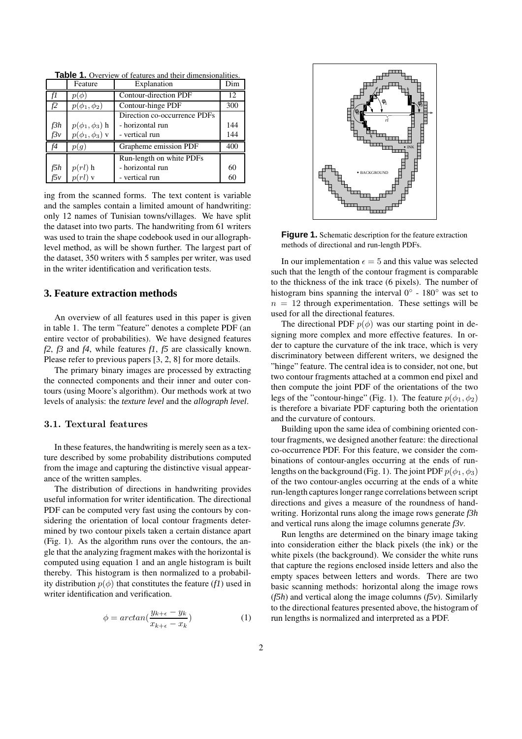**Table 1.** Overview of features and their dimensionalities.

| | Feature | Explanation | Dim |
|---|---|---|---|
| *f1* | $p(\phi)$ | Contour-direction PDF | 12 |
| *f2* | $p(\phi_1, \phi_2)$ | Contour-hinge PDF | 300 |
| | | Direction co-occurrence PDFs | |
| *f3h* | $p(\phi_1, \phi_3)$ h | - horizontal run | 144 |
| *f3v* | $p(\phi_1, \phi_3)$ v | - vertical run | 144 |
| *f4* | $p(g)$ | Grapheme emission PDF | 400 |
| | | Run-length on white PDFs | |
| *f5h* | $p(rl)$ h | - horizontal run | 60 |
| *f5v* | $p(rl)$ v | - vertical run | 60 |

ing from the scanned forms. The text content is variable and the samples contain a limited amount of handwriting: only 12 names of Tunisian towns/villages. We have split the dataset into two parts. The handwriting from 61 writers was used to train the shape codebook used in our allograph-level method, as will be shown further. The largest part of the dataset, 350 writers with 5 samples per writer, was used in the writer identification and verification tests.

## 3. Feature extraction methods

An overview of all features used in this paper is given in table 1. The term "feature" denotes a complete PDF (an entire vector of probabilities). We have designed features *f2*, *f3* and *f4*, while features *f1*, *f5* are classically known. Please refer to previous papers [3, 2, 8] for more details.

The primary binary images are processed by extracting the connected components and their inner and outer contours (using Moore's algorithm). Our methods work at two levels of analysis: the *texture level* and the *allograph level*.

### 3.1. Textural features

In these features, the handwriting is merely seen as a texture described by some probability distributions computed from the image and capturing the distinctive visual appearance of the written samples.

The distribution of directions in handwriting provides useful information for writer identification. The directional PDF can be computed very fast using the contours by considering the orientation of local contour fragments determined by two contour pixels taken a certain distance apart (Fig. 1). As the algorithm runs over the contours, the angle that the analyzing fragment makes with the horizontal is computed using equation 1 and an angle histogram is built thereby. This histogram is then normalized to a probability distribution $p(\phi)$ that constitutes the feature (*f1*) used in writer identification and verification.

$$\phi = arctan(\frac{y_{k+\epsilon} - y_k}{x_{k+\epsilon} - x_k}) \qquad (1)$$

**Figure 1.** Schematic description for the feature extraction methods of directional and run-length PDFs.

In our implementation $\epsilon = 5$ and this value was selected such that the length of the contour fragment is comparable to the thickness of the ink trace (6 pixels). The number of histogram bins spanning the interval $0°$ - $180°$ was set to $n = 12$ through experimentation. These settings will be used for all the directional features.

The directional PDF $p(\phi)$ was our starting point in designing more complex and more effective features. In order to capture the curvature of the ink trace, which is very discriminatory between different writers, we designed the "hinge" feature. The central idea is to consider, not one, but two contour fragments attached at a common end pixel and then compute the joint PDF of the orientations of the two legs of the "contour-hinge" (Fig. 1). The feature $p(\phi_1, \phi_2)$ is therefore a bivariate PDF capturing both the orientation and the curvature of contours.

Building upon the same idea of combining oriented contour fragments, we designed another feature: the directional co-occurrence PDF. For this feature, we consider the combinations of contour-angles occurring at the ends of run-lengths on the background (Fig. 1). The joint PDF $p(\phi_1, \phi_3)$ of the two contour-angles occurring at the ends of a white run-length captures longer range correlations between script directions and gives a measure of the roundness of handwriting. Horizontal runs along the image rows generate *f3h* and vertical runs along the image columns generate *f3v*.

Run lengths are determined on the binary image taking into consideration either the black pixels (the ink) or the white pixels (the background). We consider the white runs that capture the regions enclosed inside letters and also the empty spaces between letters and words. There are two basic scanning methods: horizontal along the image rows (*f5h*) and vertical along the image columns (*f5v*). Similarly to the directional features presented above, the histogram of run lengths is normalized and interpreted as a PDF.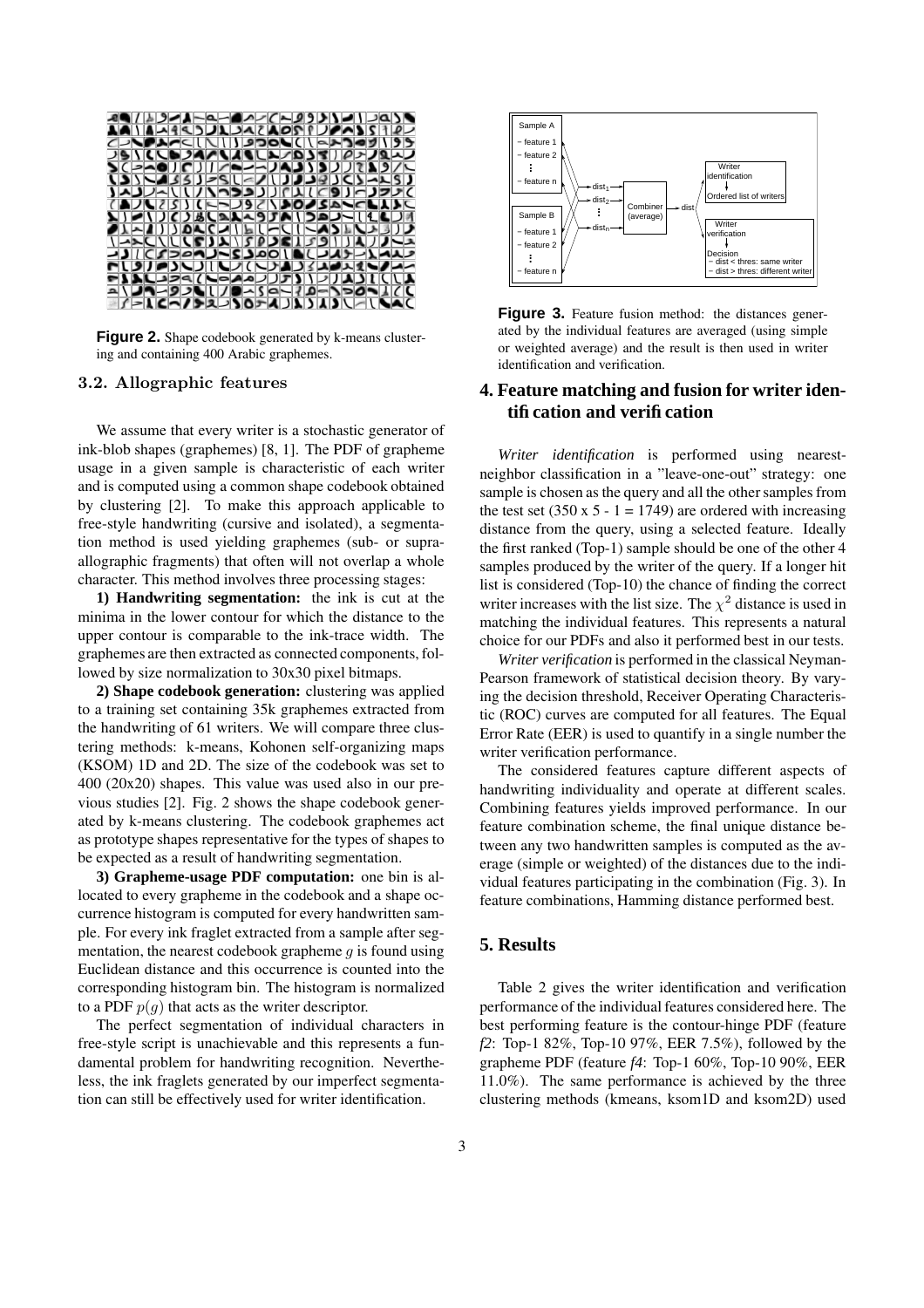**Figure 2.** Shape codebook generated by k-means clustering and containing 400 Arabic graphemes.

### 3.2. Allographic features

We assume that every writer is a stochastic generator of ink-blob shapes (graphemes) [8, 1]. The PDF of grapheme usage in a given sample is characteristic of each writer and is computed using a common shape codebook obtained by clustering [2]. To make this approach applicable to free-style handwriting (cursive and isolated), a segmentation method is used yielding graphemes (sub- or supra-allographic fragments) that often will not overlap a whole character. This method involves three processing stages:

**1) Handwriting segmentation:** the ink is cut at the minima in the lower contour for which the distance to the upper contour is comparable to the ink-trace width. The graphemes are then extracted as connected components, followed by size normalization to 30x30 pixel bitmaps.

**2) Shape codebook generation:** clustering was applied to a training set containing 35k graphemes extracted from the handwriting of 61 writers. We will compare three clustering methods: k-means, Kohonen self-organizing maps (KSOM) 1D and 2D. The size of the codebook was set to 400 (20x20) shapes. This value was used also in our previous studies [2]. Fig. 2 shows the shape codebook generated by k-means clustering. The codebook graphemes act as prototype shapes representative for the types of shapes to be expected as a result of handwriting segmentation.

**3) Grapheme-usage PDF computation:** one bin is allocated to every grapheme in the codebook and a shape occurrence histogram is computed for every handwritten sample. For every ink fraglet extracted from a sample after segmentation, the nearest codebook grapheme $g$ is found using Euclidean distance and this occurrence is counted into the corresponding histogram bin. The histogram is normalized to a PDF $p(g)$ that acts as the writer descriptor.

The perfect segmentation of individual characters in free-style script is unachievable and this represents a fundamental problem for handwriting recognition. Nevertheless, the ink fraglets generated by our imperfect segmentation can still be effectively used for writer identification.

**Figure 3.** Feature fusion method: the distances generated by the individual features are averaged (using simple or weighted average) and the result is then used in writer identification and verification.

## 4. Feature matching and fusion for writer identification and verification

*Writer identification* is performed using nearest-neighbor classification in a "leave-one-out" strategy: one sample is chosen as the query and all the other samples from the test set (350 x 5 - 1 = 1749) are ordered with increasing distance from the query, using a selected feature. Ideally the first ranked (Top-1) sample should be one of the other 4 samples produced by the writer of the query. If a longer hit list is considered (Top-10) the chance of finding the correct writer increases with the list size. The $\chi^2$ distance is used in matching the individual features. This represents a natural choice for our PDFs and also it performed best in our tests.

*Writer verification* is performed in the classical Neyman-Pearson framework of statistical decision theory. By varying the decision threshold, Receiver Operating Characteristic (ROC) curves are computed for all features. The Equal Error Rate (EER) is used to quantify in a single number the writer verification performance.

The considered features capture different aspects of handwriting individuality and operate at different scales. Combining features yields improved performance. In our feature combination scheme, the final unique distance between any two handwritten samples is computed as the average (simple or weighted) of the distances due to the individual features participating in the combination (Fig. 3). In feature combinations, Hamming distance performed best.

## 5. Results

Table 2 gives the writer identification and verification performance of the individual features considered here. The best performing feature is the contour-hinge PDF (feature *f2*: Top-1 82%, Top-10 97%, EER 7.5%), followed by the grapheme PDF (feature *f4*: Top-1 60%, Top-10 90%, EER 11.0%). The same performance is achieved by the three clustering methods (kmeans, ksom1D and ksom2D) used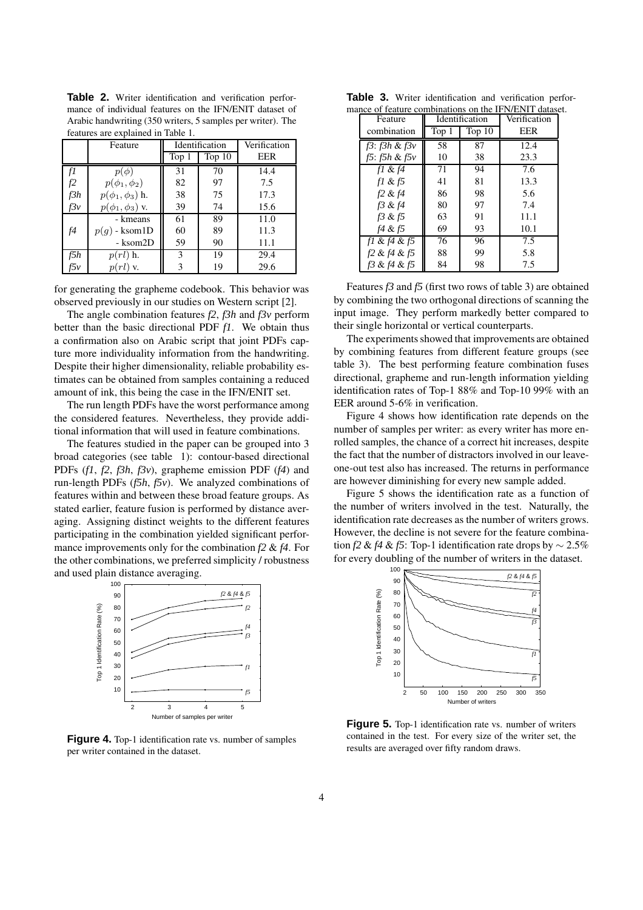**Table 2.** Writer identification and verification performance of individual features on the IFN/ENIT dataset of Arabic handwriting (350 writers, 5 samples per writer). The features are explained in Table 1.

| | Feature | Identification | | Verification |
|---|---|---|---|---|
| | | Top 1 | Top 10 | EER |
| *f1* | $p(\phi)$ | 31 | 70 | 14.4 |
| *f2* | $p(\phi_1, \phi_2)$ | 82 | 97 | 7.5 |
| *f3h* | $p(\phi_1, \phi_3)$ h. | 38 | 75 | 17.3 |
| *f3v* | $p(\phi_1, \phi_3)$ v. | 39 | 74 | 15.6 |
| *f4* | $p(g)$ - kmeans | 61 | 89 | 11.0 |
| | $p(g)$ - ksom1D | 60 | 89 | 11.3 |
| | $p(g)$ - ksom2D | 59 | 90 | 11.1 |
| *f5h* | $p(rl)$ h. | 3 | 19 | 29.4 |
| *f5v* | $p(rl)$ v. | 3 | 19 | 29.6 |

for generating the grapheme codebook. This behavior was observed previously in our studies on Western script [2].

The angle combination features *f2*, *f3h* and *f3v* perform better than the basic directional PDF *f1*. We obtain thus a confirmation also on Arabic script that joint PDFs capture more individuality information from the handwriting. Despite their higher dimensionality, reliable probability estimates can be obtained from samples containing a reduced amount of ink, this being the case in the IFN/ENIT set.

The run length PDFs have the worst performance among the considered features. Nevertheless, they provide additional information that will used in feature combinations.

The features studied in the paper can be grouped into 3 broad categories (see table 1): contour-based directional PDFs (*f1*, *f2*, *f3h*, *f3v*), grapheme emission PDF (*f4*) and run-length PDFs (*f5h*, *f5v*). We analyzed combinations of features within and between these broad feature groups. As stated earlier, feature fusion is performed by distance averaging. Assigning distinct weights to the different features participating in the combination yielded significant performance improvements only for the combination *f2* & *f4*. For the other combinations, we preferred simplicity / robustness and used plain distance averaging.

**Figure 4.** Top-1 identification rate vs. number of samples per writer contained in the dataset.

**Table 3.** Writer identification and verification performance of feature combinations on the IFN/ENIT dataset.

| Feature combination | Identification | | Verification |
|---|---|---|---|
| | Top 1 | Top 10 | EER |
| *f3*: *f3h* & *f3v* | 58 | 87 | 12.4 |
| *f5*: *f5h* & *f5v* | 10 | 38 | 23.3 |
| *f1* & *f4* | 71 | 94 | 7.6 |
| *f1* & *f5* | 41 | 81 | 13.3 |
| *f2* & *f4* | 86 | 98 | 5.6 |
| *f3* & *f4* | 80 | 97 | 7.4 |
| *f3* & *f5* | 63 | 91 | 11.1 |
| *f4* & *f5* | 69 | 93 | 10.1 |
| *f1* & *f4* & *f5* | 76 | 96 | 7.5 |
| *f2* & *f4* & *f5* | 88 | 99 | 5.8 |
| *f3* & *f4* & *f5* | 84 | 98 | 7.5 |

Features *f3* and *f5* (first two rows of table 3) are obtained by combining the two orthogonal directions of scanning the input image. They perform markedly better compared to their single horizontal or vertical counterparts.

The experiments showed that improvements are obtained by combining features from different feature groups (see table 3). The best performing feature combination fuses directional, grapheme and run-length information yielding identification rates of Top-1 88% and Top-10 99% with an EER around 5-6% in verification.

Figure 4 shows how identification rate depends on the number of samples per writer: as every writer has more enrolled samples, the chance of a correct hit increases, despite the fact that the number of distractors involved in our leave-one-out test also has increased. The returns in performance are however diminishing for every new sample added.

Figure 5 shows the identification rate as a function of the number of writers involved in the test. Naturally, the identification rate decreases as the number of writers grows. However, the decline is not severe for the feature combination *f2* & *f4* & *f5*: Top-1 identification rate drops by $\sim 2.5\%$ for every doubling of the number of writers in the dataset.

**Figure 5.** Top-1 identification rate vs. number of writers contained in the test. For every size of the writer set, the results are averaged over fifty random draws.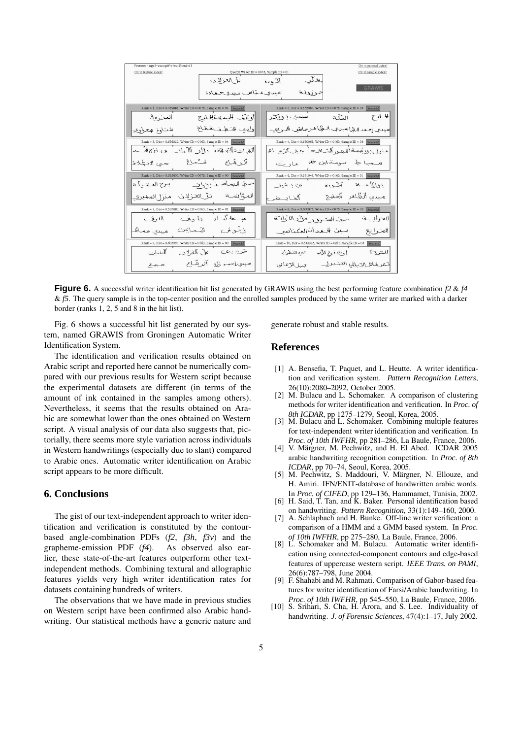**Figure 6.** A successful writer identification hit list generated by GRAWIS using the best performing feature combination *f2* & *f4* & *f5*. The query sample is in the top-center position and the enrolled samples produced by the same writer are marked with a darker border (ranks 1, 2, 5 and 8 in the hit list).

Fig. 6 shows a successful hit list generated by our system, named GRAWIS from Groningen Automatic Writer Identification System.

The identification and verification results obtained on Arabic script and reported here cannot be numerically compared with our previous results for Western script because the experimental datasets are different (in terms of the amount of ink contained in the samples among others). Nevertheless, it seems that the results obtained on Arabic are somewhat lower than the ones obtained on Western script. A visual analysis of our data also suggests that, pictorially, there seems more style variation across individuals in Western handwritings (especially due to slant) compared to Arabic ones. Automatic writer identification on Arabic script appears to be more difficult.

## 6. Conclusions

The gist of our text-independent approach to writer identification and verification is constituted by the contour-based angle-combination PDFs (*f2*, *f3h*, *f3v*) and the grapheme-emission PDF (*f4*). As observed also earlier, these state-of-the-art features outperform other text-independent methods. Combining textural and allographic features yields very high writer identification rates for datasets containing hundreds of writers.

The observations that we have made in previous studies on Western script have been confirmed also Arabic handwriting. Our statistical methods have a generic nature and generate robust and stable results.

## References

[1] A. Bensefia, T. Paquet, and L. Heutte. A writer identification and verification system. *Pattern Recognition Letters*, 26(10):2080–2092, October 2005.

[2] M. Bulacu and L. Schomaker. A comparison of clustering methods for writer identification and verification. In *Proc. of 8th ICDAR*, pp 1275–1279, Seoul, Korea, 2005.

[3] M. Bulacu and L. Schomaker. Combining multiple features for text-independent writer identification and verification. In *Proc. of 10th IWFHR*, pp 281–286, La Baule, France, 2006.

[4] V. Märgner, M. Pechwitz, and H. El Abed. ICDAR 2005 arabic handwriting recognition competition. In *Proc. of 8th ICDAR*, pp 70–74, Seoul, Korea, 2005.

[5] M. Pechwitz, S. Maddouri, V. Märgner, N. Ellouze, and H. Amiri. IFN/ENIT-database of handwritten arabic words. In *Proc. of CIFED*, pp 129–136, Hammamet, Tunisia, 2002.

[6] H. Said, T. Tan, and K. Baker. Personal identification based on handwriting. *Pattern Recognition*, 33(1):149–160, 2000.

[7] A. Schlapbach and H. Bunke. Off-line writer verification: a comparison of a HMM and a GMM based system. In *Proc. of 10th IWFHR*, pp 275–280, La Baule, France, 2006.

[8] L. Schomaker and M. Bulacu. Automatic writer identification using connected-component contours and edge-based features of uppercase western script. *IEEE Trans. on PAMI*, 26(6):787–798, June 2004.

[9] F. Shahabi and M. Rahmati. Comparison of Gabor-based features for writer identification of Farsi/Arabic handwriting. In *Proc. of 10th IWFHR*, pp 545–550, La Baule, France, 2006.

[10] S. Srihari, S. Cha, H. Arora, and S. Lee. Individuality of handwriting. *J. of Forensic Sciences*, 47(4):1–17, July 2002.